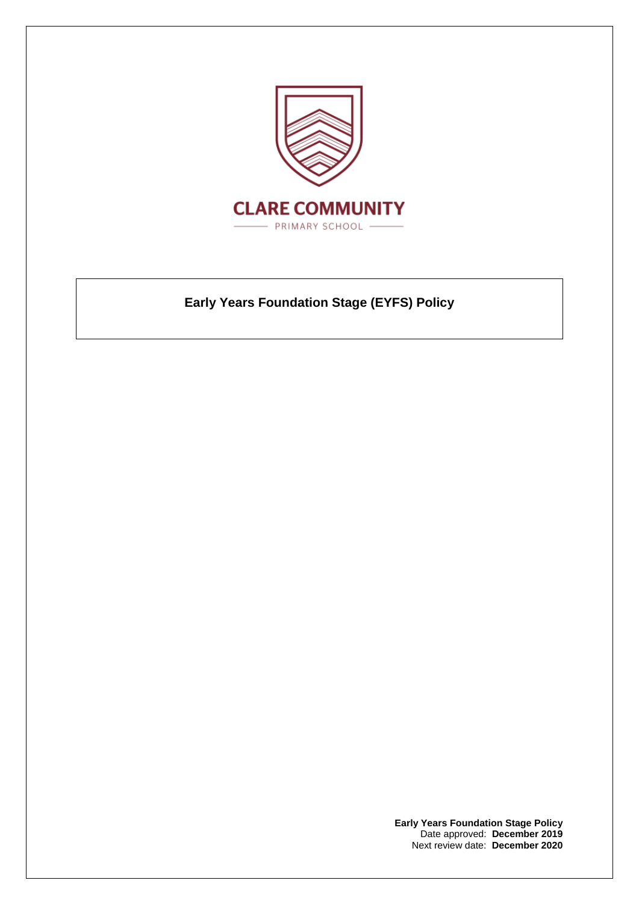**CLARE COMMUNITY**

PRIMARY SCHOOL

# Early Years Foundation Stage (EYFS) Policy

**Early Years Foundation Stage Policy**
Date approved: **December 2019**
Next review date: **December 2020**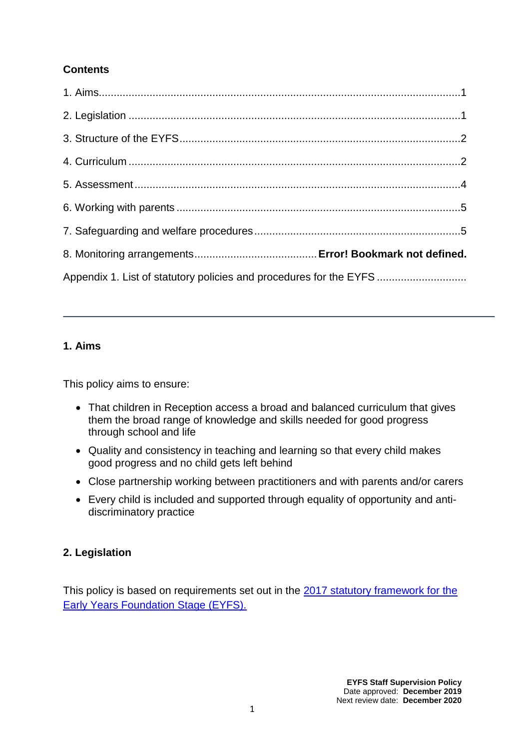**Contents**

1. Aims....................................................................................................................1

2. Legislation ...........................................................................................................1

3. Structure of the EYFS..........................................................................................2

4. Curriculum ...........................................................................................................2

5. Assessment..........................................................................................................4

6. Working with parents ............................................................................................5

7. Safeguarding and welfare procedures..................................................................5

8. Monitoring arrangements........................................**Error! Bookmark not defined.**

Appendix 1. List of statutory policies and procedures for the EYFS .............................

---

## 1. Aims

This policy aims to ensure:

- That children in Reception access a broad and balanced curriculum that gives them the broad range of knowledge and skills needed for good progress through school and life
- Quality and consistency in teaching and learning so that every child makes good progress and no child gets left behind
- Close partnership working between practitioners and with parents and/or carers
- Every child is included and supported through equality of opportunity and anti-discriminatory practice

## 2. Legislation

This policy is based on requirements set out in the [2017 statutory framework for the Early Years Foundation Stage (EYFS).]()

**EYFS Staff Supervision Policy**
Date approved: **December 2019**
Next review date: **December 2020**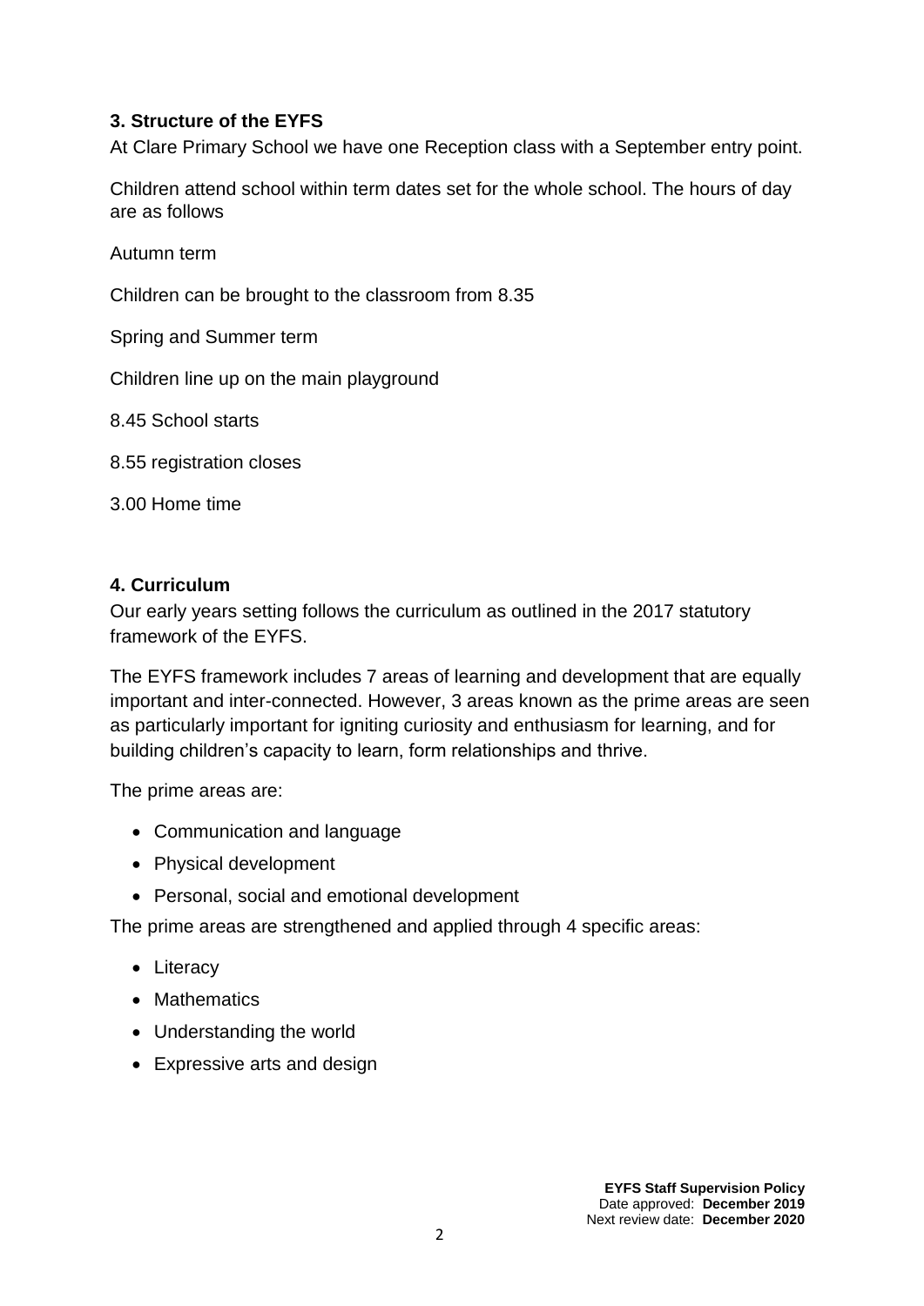### 3. Structure of the EYFS

At Clare Primary School we have one Reception class with a September entry point.

Children attend school within term dates set for the whole school. The hours of day are as follows

Autumn term

Children can be brought to the classroom from 8.35

Spring and Summer term

Children line up on the main playground

8.45 School starts

8.55 registration closes

3.00 Home time

### 4. Curriculum

Our early years setting follows the curriculum as outlined in the 2017 statutory framework of the EYFS.

The EYFS framework includes 7 areas of learning and development that are equally important and inter-connected. However, 3 areas known as the prime areas are seen as particularly important for igniting curiosity and enthusiasm for learning, and for building children's capacity to learn, form relationships and thrive.

The prime areas are:

- Communication and language
- Physical development
- Personal, social and emotional development

The prime areas are strengthened and applied through 4 specific areas:

- Literacy
- Mathematics
- Understanding the world
- Expressive arts and design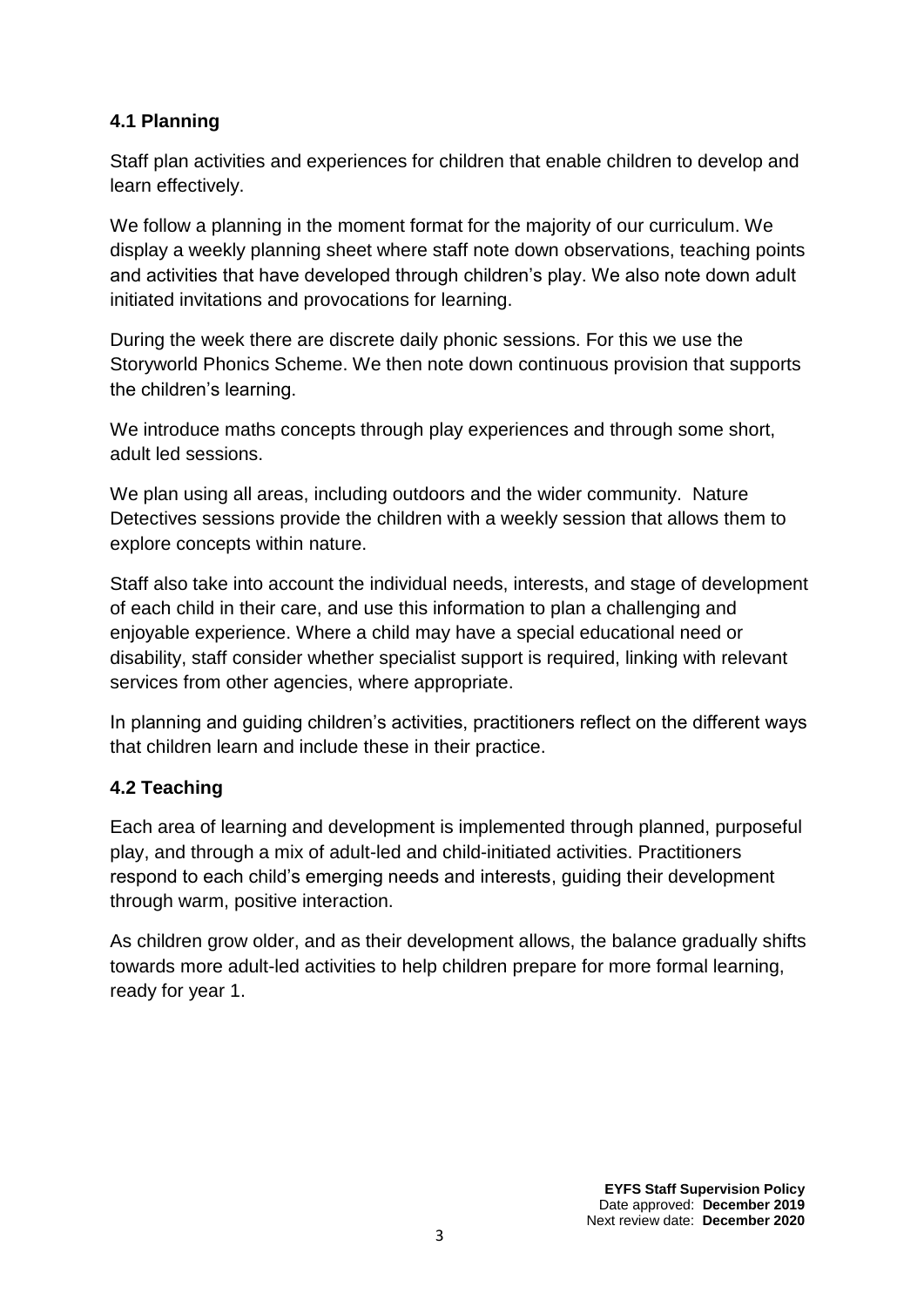### 4.1 Planning

Staff plan activities and experiences for children that enable children to develop and learn effectively.

We follow a planning in the moment format for the majority of our curriculum. We display a weekly planning sheet where staff note down observations, teaching points and activities that have developed through children's play. We also note down adult initiated invitations and provocations for learning.

During the week there are discrete daily phonic sessions. For this we use the Storyworld Phonics Scheme. We then note down continuous provision that supports the children's learning.

We introduce maths concepts through play experiences and through some short, adult led sessions.

We plan using all areas, including outdoors and the wider community. Nature Detectives sessions provide the children with a weekly session that allows them to explore concepts within nature.

Staff also take into account the individual needs, interests, and stage of development of each child in their care, and use this information to plan a challenging and enjoyable experience. Where a child may have a special educational need or disability, staff consider whether specialist support is required, linking with relevant services from other agencies, where appropriate.

In planning and guiding children's activities, practitioners reflect on the different ways that children learn and include these in their practice.

### 4.2 Teaching

Each area of learning and development is implemented through planned, purposeful play, and through a mix of adult-led and child-initiated activities. Practitioners respond to each child's emerging needs and interests, guiding their development through warm, positive interaction.

As children grow older, and as their development allows, the balance gradually shifts towards more adult-led activities to help children prepare for more formal learning, ready for year 1.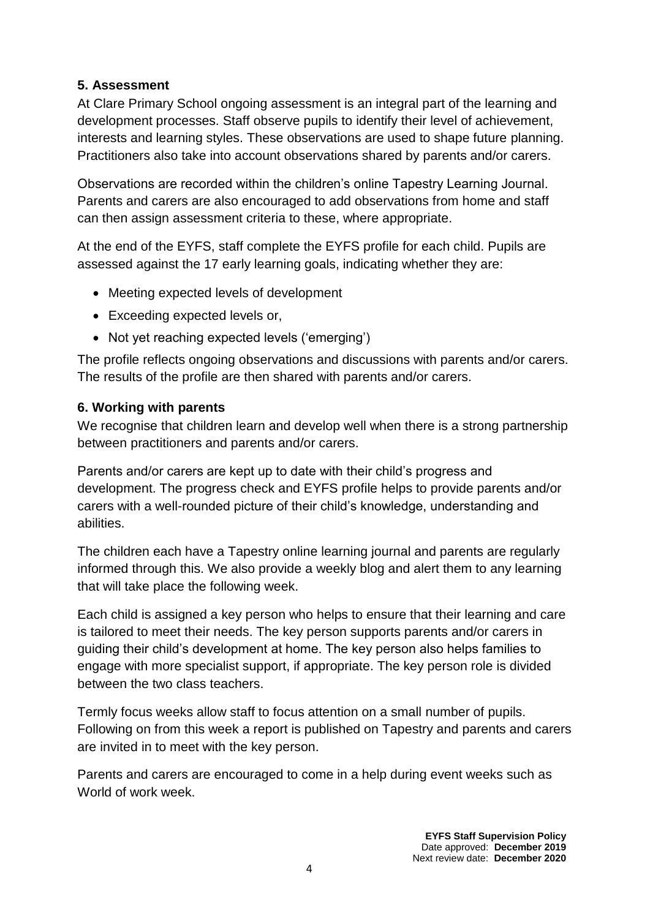## 5. Assessment

At Clare Primary School ongoing assessment is an integral part of the learning and development processes. Staff observe pupils to identify their level of achievement, interests and learning styles. These observations are used to shape future planning. Practitioners also take into account observations shared by parents and/or carers.

Observations are recorded within the children's online Tapestry Learning Journal. Parents and carers are also encouraged to add observations from home and staff can then assign assessment criteria to these, where appropriate.

At the end of the EYFS, staff complete the EYFS profile for each child. Pupils are assessed against the 17 early learning goals, indicating whether they are:

- Meeting expected levels of development
- Exceeding expected levels or,
- Not yet reaching expected levels ('emerging')

The profile reflects ongoing observations and discussions with parents and/or carers. The results of the profile are then shared with parents and/or carers.

## 6. Working with parents

We recognise that children learn and develop well when there is a strong partnership between practitioners and parents and/or carers.

Parents and/or carers are kept up to date with their child's progress and development. The progress check and EYFS profile helps to provide parents and/or carers with a well-rounded picture of their child's knowledge, understanding and abilities.

The children each have a Tapestry online learning journal and parents are regularly informed through this. We also provide a weekly blog and alert them to any learning that will take place the following week.

Each child is assigned a key person who helps to ensure that their learning and care is tailored to meet their needs. The key person supports parents and/or carers in guiding their child's development at home. The key person also helps families to engage with more specialist support, if appropriate. The key person role is divided between the two class teachers.

Termly focus weeks allow staff to focus attention on a small number of pupils. Following on from this week a report is published on Tapestry and parents and carers are invited in to meet with the key person.

Parents and carers are encouraged to come in a help during event weeks such as World of work week.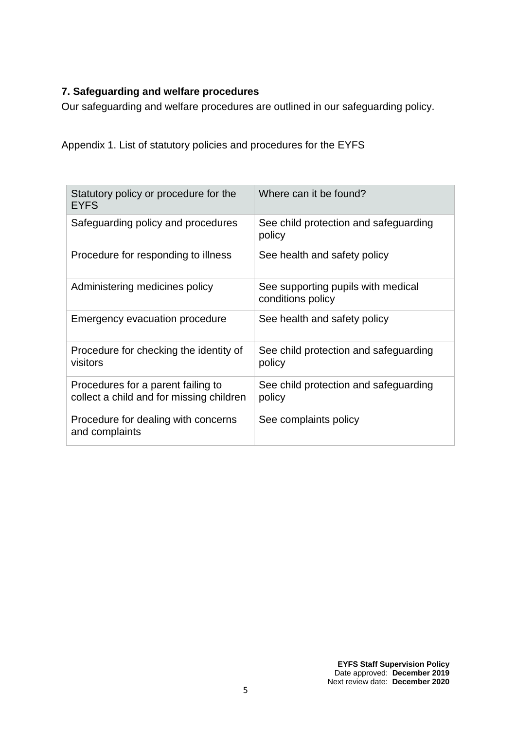### 7. Safeguarding and welfare procedures

Our safeguarding and welfare procedures are outlined in our safeguarding policy.

Appendix 1. List of statutory policies and procedures for the EYFS

| Statutory policy or procedure for the EYFS | Where can it be found? |
|---|---|
| Safeguarding policy and procedures | See child protection and safeguarding policy |
| Procedure for responding to illness | See health and safety policy |
| Administering medicines policy | See supporting pupils with medical conditions policy |
| Emergency evacuation procedure | See health and safety policy |
| Procedure for checking the identity of visitors | See child protection and safeguarding policy |
| Procedures for a parent failing to collect a child and for missing children | See child protection and safeguarding policy |
| Procedure for dealing with concerns and complaints | See complaints policy |